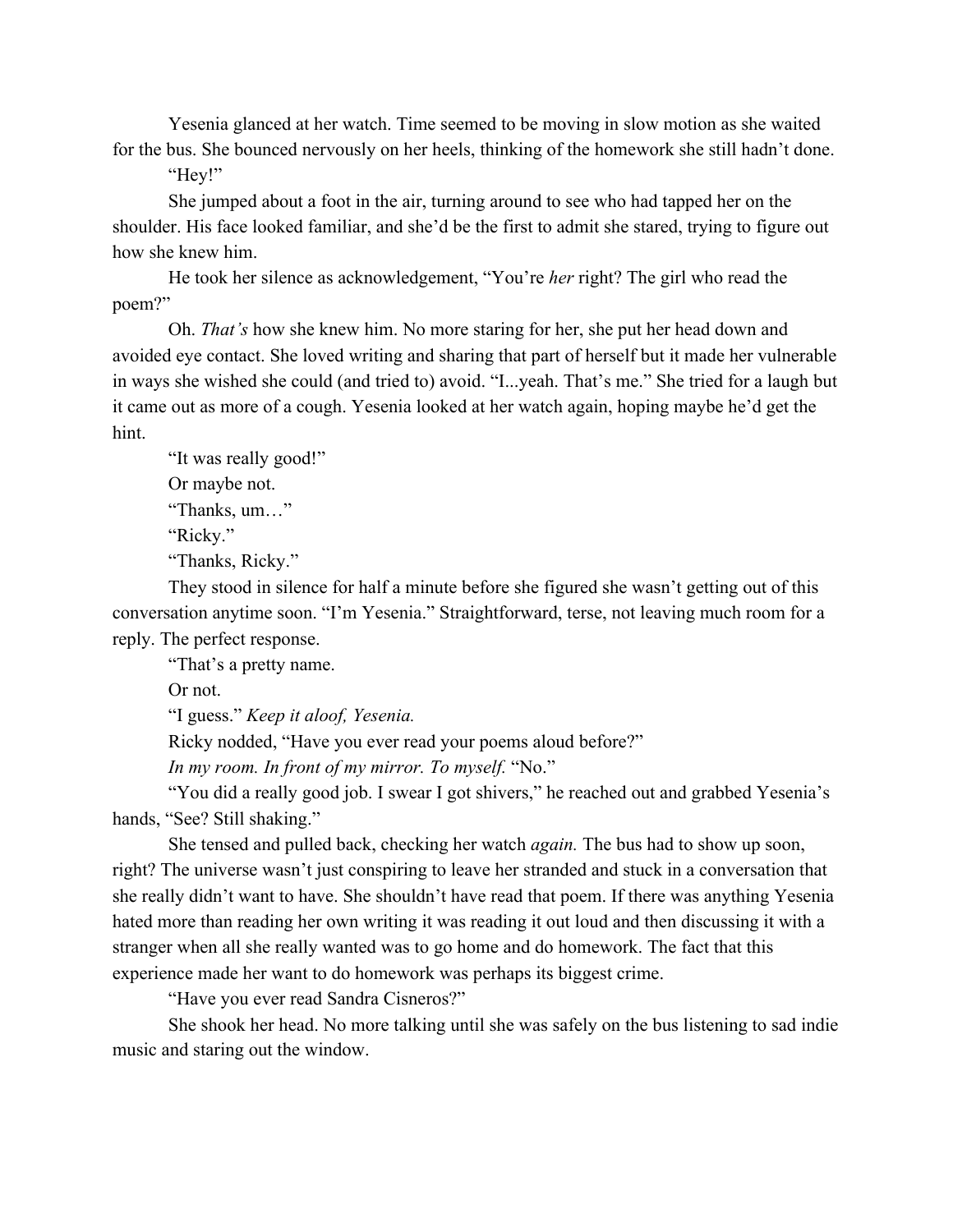Yesenia glanced at her watch. Time seemed to be moving in slow motion as she waited for the bus. She bounced nervously on her heels, thinking of the homework she still hadn't done.

"Hey!"

She jumped about a foot in the air, turning around to see who had tapped her on the shoulder. His face looked familiar, and she'd be the first to admit she stared, trying to figure out how she knew him.

He took her silence as acknowledgement, "You're *her* right? The girl who read the poem?"

Oh. *That's* how she knew him. No more staring for her, she put her head down and avoided eye contact. She loved writing and sharing that part of herself but it made her vulnerable in ways she wished she could (and tried to) avoid. "I...yeah. That's me." She tried for a laugh but it came out as more of a cough. Yesenia looked at her watch again, hoping maybe he'd get the hint.

"It was really good!"

Or maybe not.

"Thanks, um…"

"Ricky."

"Thanks, Ricky."

They stood in silence for half a minute before she figured she wasn't getting out of this conversation anytime soon. "I'm Yesenia." Straightforward, terse, not leaving much room for a reply. The perfect response.

"That's a pretty name.

Or not.

"I guess." *Keep it aloof, Yesenia.*

Ricky nodded, "Have you ever read your poems aloud before?"

*In my room. In front of my mirror. To myself.* "No."

"You did a really good job. I swear I got shivers," he reached out and grabbed Yesenia's hands, "See? Still shaking."

She tensed and pulled back, checking her watch *again.* The bus had to show up soon, right? The universe wasn't just conspiring to leave her stranded and stuck in a conversation that she really didn't want to have. She shouldn't have read that poem. If there was anything Yesenia hated more than reading her own writing it was reading it out loud and then discussing it with a stranger when all she really wanted was to go home and do homework. The fact that this experience made her want to do homework was perhaps its biggest crime.

"Have you ever read Sandra Cisneros?"

She shook her head. No more talking until she was safely on the bus listening to sad indie music and staring out the window.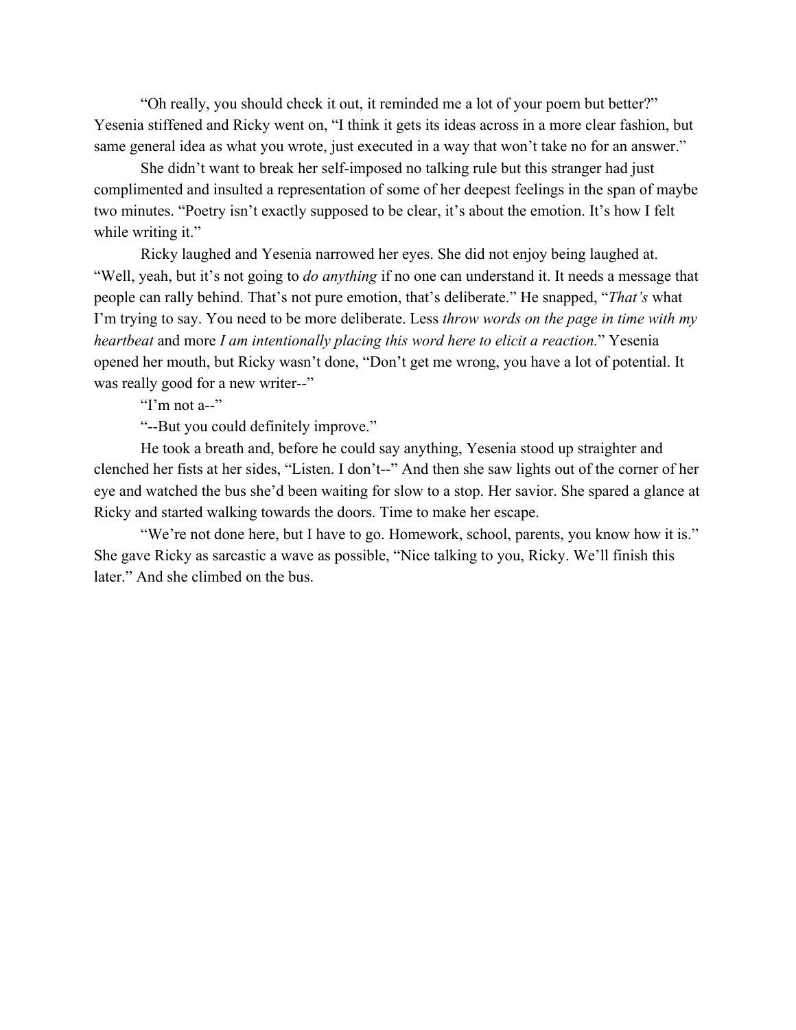"Oh really, you should check it out, it reminded me a lot of your poem but better?" Yesenia stiffened and Ricky went on, "I think it gets its ideas across in a more clear fashion, but same general idea as what you wrote, just executed in a way that won't take no for an answer."

She didn't want to break her self-imposed no talking rule but this stranger had just complimented and insulted a representation of some of her deepest feelings in the span of maybe two minutes. "Poetry isn't exactly supposed to be clear, it's about the emotion. It's how I felt while writing it."

Ricky laughed and Yesenia narrowed her eyes. She did not enjoy being laughed at. "Well, yeah, but it's not going to *do anything* if no one can understand it. It needs a message that people can rally behind. That's not pure emotion, that's deliberate." He snapped, "*That's* what I'm trying to say. You need to be more deliberate. Less *throw words on the page in time with my heartbeat* and more *I am intentionally placing this word here to elicit a reaction.*" Yesenia opened her mouth, but Ricky wasn't done, "Don't get me wrong, you have a lot of potential. It was really good for a new writer--"

"I'm not a--"

"--But you could definitely improve."

He took a breath and, before he could say anything, Yesenia stood up straighter and clenched her fists at her sides, "Listen. I don't--" And then she saw lights out of the corner of her eye and watched the bus she'd been waiting for slow to a stop. Her savior. She spared a glance at Ricky and started walking towards the doors. Time to make her escape.

"We're not done here, but I have to go. Homework, school, parents, you know how it is." She gave Ricky as sarcastic a wave as possible, "Nice talking to you, Ricky. We'll finish this later." And she climbed on the bus.